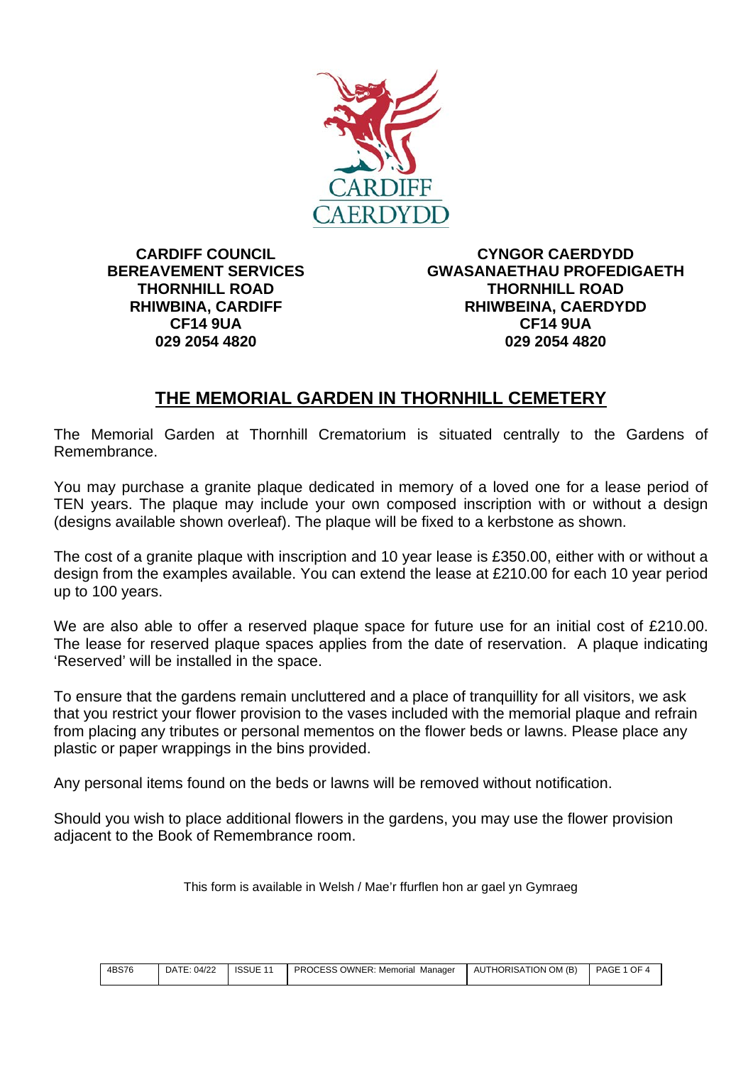CARDIFF
CAERDYDD

**CARDIFF COUNCIL**
**BEREAVEMENT SERVICES**
**THORNHILL ROAD**
**RHIWBINA, CARDIFF**
**CF14 9UA**
**029 2054 4820**

**CYNGOR CAERDYDD**
**GWASANAETHAU PROFEDIGAETH**
**THORNHILL ROAD**
**RHIWBEINA, CAERDYDD**
**CF14 9UA**
**029 2054 4820**

# THE MEMORIAL GARDEN IN THORNHILL CEMETERY

The Memorial Garden at Thornhill Crematorium is situated centrally to the Gardens of Remembrance.

You may purchase a granite plaque dedicated in memory of a loved one for a lease period of TEN years. The plaque may include your own composed inscription with or without a design (designs available shown overleaf). The plaque will be fixed to a kerbstone as shown.

The cost of a granite plaque with inscription and 10 year lease is £350.00, either with or without a design from the examples available. You can extend the lease at £210.00 for each 10 year period up to 100 years.

We are also able to offer a reserved plaque space for future use for an initial cost of £210.00. The lease for reserved plaque spaces applies from the date of reservation. A plaque indicating 'Reserved' will be installed in the space.

To ensure that the gardens remain uncluttered and a place of tranquillity for all visitors, we ask that you restrict your flower provision to the vases included with the memorial plaque and refrain from placing any tributes or personal mementos on the flower beds or lawns. Please place any plastic or paper wrappings in the bins provided.

Any personal items found on the beds or lawns will be removed without notification.

Should you wish to place additional flowers in the gardens, you may use the flower provision adjacent to the Book of Remembrance room.

This form is available in Welsh / Mae'r ffurflen hon ar gael yn Gymraeg

| 4BS76 | DATE: 04/22 | ISSUE 11 | PROCESS OWNER: Memorial Manager | AUTHORISATION OM (B) |
|---|---|---|---|---|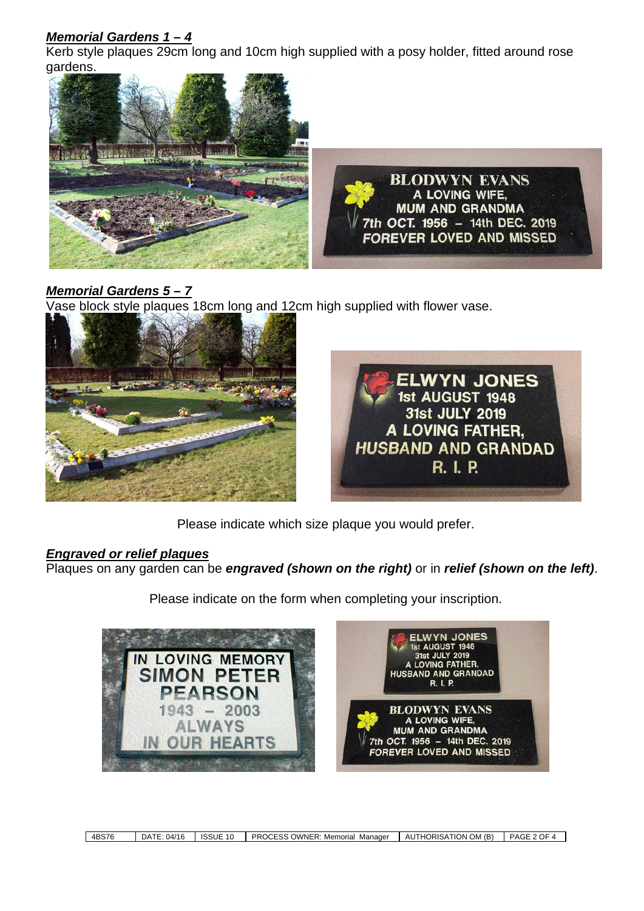***Memorial Gardens 1 – 4***

Kerb style plaques 29cm long and 10cm high supplied with a posy holder, fitted around rose gardens.

***Memorial Gardens 5 – 7***

Vase block style plaques 18cm long and 12cm high supplied with flower vase.

Please indicate which size plaque you would prefer.

***Engraved or relief plaques***

Plaques on any garden can be ***engraved (shown on the right)*** or in ***relief (shown on the left)***.

Please indicate on the form when completing your inscription.

| 4BS76 | DATE: 04/16 | ISSUE 10 | PROCESS OWNER: Memorial Manager | AUTHORISATION OM (B) |
|---|---|---|---|---|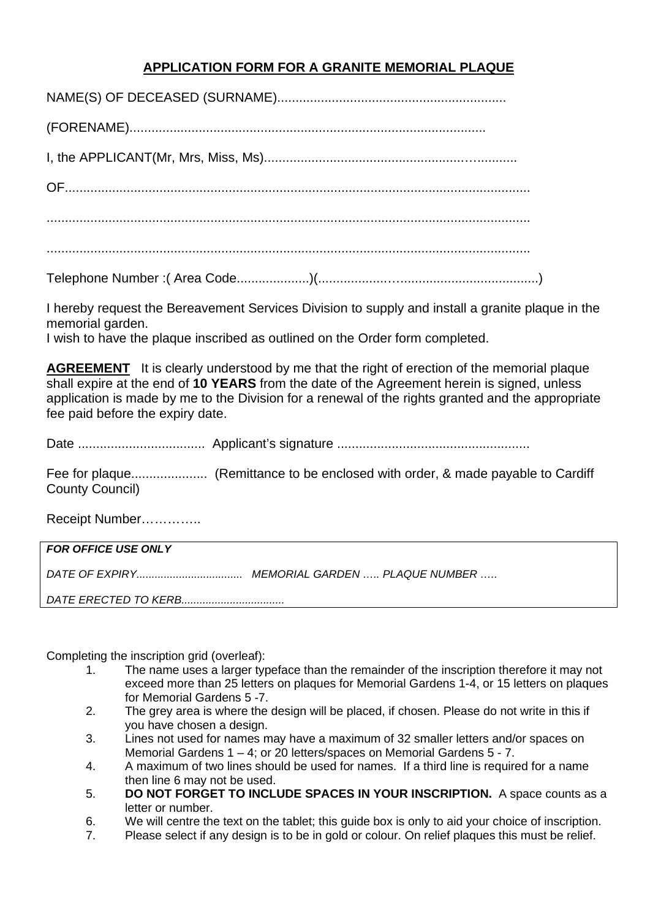## APPLICATION FORM FOR A GRANITE MEMORIAL PLAQUE

NAME(S) OF DECEASED (SURNAME)..............................................................

(FORENAME).................................................................................................

I, the APPLICANT(Mr, Mrs, Miss, Ms).....................................................…...........

OF...............................................................................................................................

.....................................................................................................................................

.....................................................................................................................................

Telephone Number :( Area Code....................)(...............…......................................)

I hereby request the Bereavement Services Division to supply and install a granite plaque in the memorial garden.
I wish to have the plaque inscribed as outlined on the Order form completed.

**AGREEMENT** It is clearly understood by me that the right of erection of the memorial plaque shall expire at the end of **10 YEARS** from the date of the Agreement herein is signed, unless application is made by me to the Division for a renewal of the rights granted and the appropriate fee paid before the expiry date.

Date ................................... Applicant's signature .....................................................

Fee for plaque..................... (Remittance to be enclosed with order, & made payable to Cardiff County Council)

Receipt Number…………..

| ***FOR OFFICE USE ONLY*** |
|---|
| *DATE OF EXPIRY.................................. MEMORIAL GARDEN ….. PLAQUE NUMBER …..* |
| *DATE ERECTED TO KERB.................................* |

Completing the inscription grid (overleaf):

1. The name uses a larger typeface than the remainder of the inscription therefore it may not exceed more than 25 letters on plaques for Memorial Gardens 1-4, or 15 letters on plaques for Memorial Gardens 5 -7.
2. The grey area is where the design will be placed, if chosen. Please do not write in this if you have chosen a design.
3. Lines not used for names may have a maximum of 32 smaller letters and/or spaces on Memorial Gardens 1 – 4; or 20 letters/spaces on Memorial Gardens 5 - 7.
4. A maximum of two lines should be used for names. If a third line is required for a name then line 6 may not be used.
5. **DO NOT FORGET TO INCLUDE SPACES IN YOUR INSCRIPTION.** A space counts as a letter or number.
6. We will centre the text on the tablet; this guide box is only to aid your choice of inscription.
7. Please select if any design is to be in gold or colour. On relief plaques this must be relief.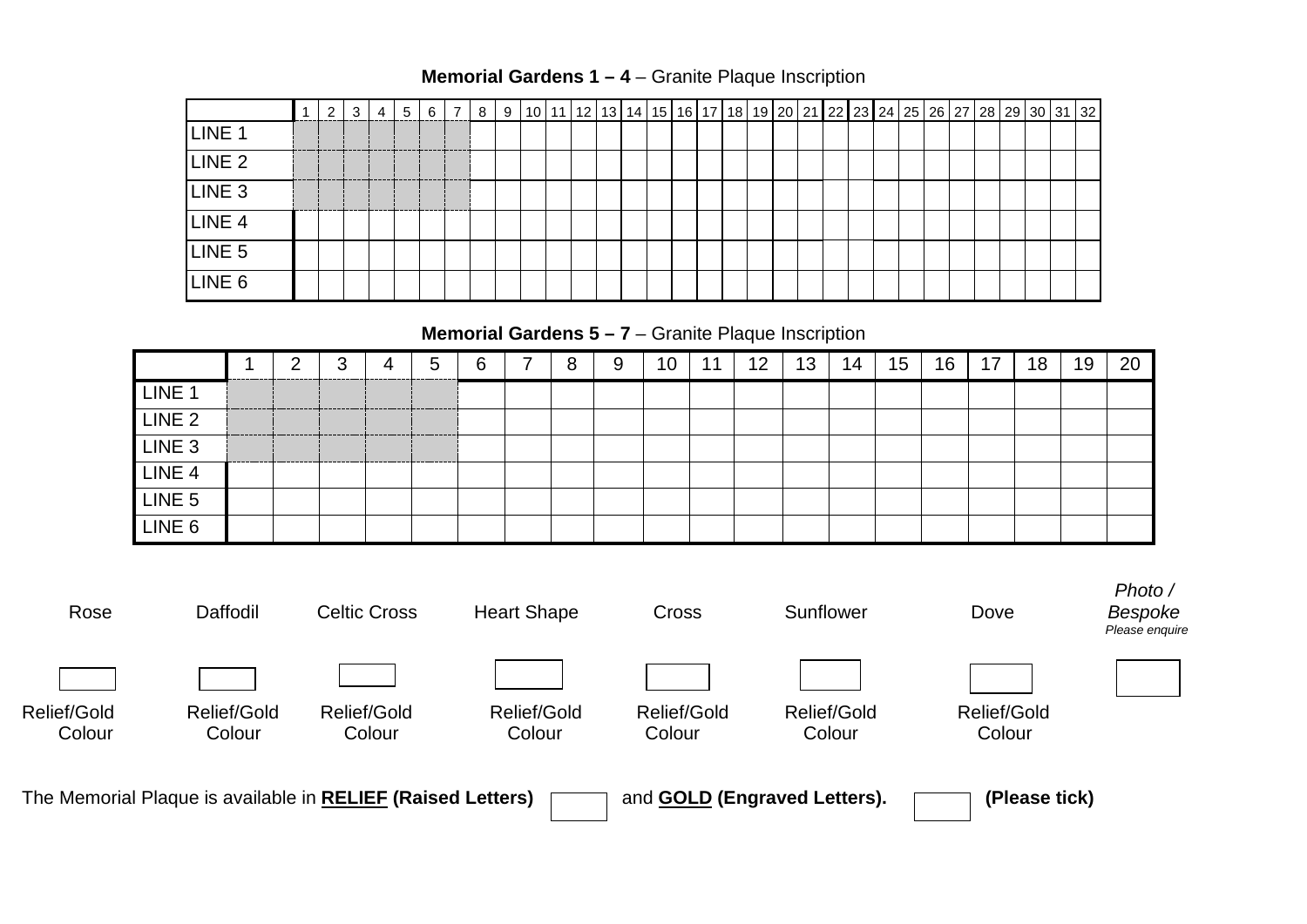**Memorial Gardens 1 – 4** – Granite Plaque Inscription

| | 1 | 2 | 3 | 4 | 5 | 6 | 7 | 8 | 9 | 10 | 11 | 12 | 13 | 14 | 15 | 16 | 17 | 18 | 19 | 20 | 21 | 22 | 23 | 24 | 25 | 26 | 27 | 28 | 29 | 30 | 31 | 32 |
|---|---|---|---|---|---|---|---|---|---|---|---|---|---|---|---|---|---|---|---|---|---|---|---|---|---|---|---|---|---|---|---|---|
| LINE 1 | | | | | | | | | | | | | | | | | | | | | | | | | | | | | | | | |
| LINE 2 | | | | | | | | | | | | | | | | | | | | | | | | | | | | | | | | |
| LINE 3 | | | | | | | | | | | | | | | | | | | | | | | | | | | | | | | | |
| LINE 4 | | | | | | | | | | | | | | | | | | | | | | | | | | | | | | | | |
| LINE 5 | | | | | | | | | | | | | | | | | | | | | | | | | | | | | | | | |
| LINE 6 | | | | | | | | | | | | | | | | | | | | | | | | | | | | | | | | |

**Memorial Gardens 5 – 7** – Granite Plaque Inscription

| | 1 | 2 | 3 | 4 | 5 | 6 | 7 | 8 | 9 | 10 | 11 | 12 | 13 | 14 | 15 | 16 | 17 | 18 | 19 | 20 |
|---|---|---|---|---|---|---|---|---|---|---|---|---|---|---|---|---|---|---|---|---|
| LINE 1 | | | | | | | | | | | | | | | | | | | | |
| LINE 2 | | | | | | | | | | | | | | | | | | | | |
| LINE 3 | | | | | | | | | | | | | | | | | | | | |
| LINE 4 | | | | | | | | | | | | | | | | | | | | |
| LINE 5 | | | | | | | | | | | | | | | | | | | | |
| LINE 6 | | | | | | | | | | | | | | | | | | | | |

| Rose | Daffodil | Celtic Cross | Heart Shape | Cross | Sunflower | Dove | *Photo / Bespoke* *Please enquire* |
|---|---|---|---|---|---|---|---|
| ☐ | ☐ | ☐ | ☐ | ☐ | ☐ | ☐ | ☐ |
| Relief/Gold Colour | Relief/Gold Colour | Relief/Gold Colour | Relief/Gold Colour | Relief/Gold Colour | Relief/Gold Colour | Relief/Gold Colour | |

The Memorial Plaque is available in **RELIEF (Raised Letters)** ☐ and **GOLD (Engraved Letters).** ☐ **(Please tick)**